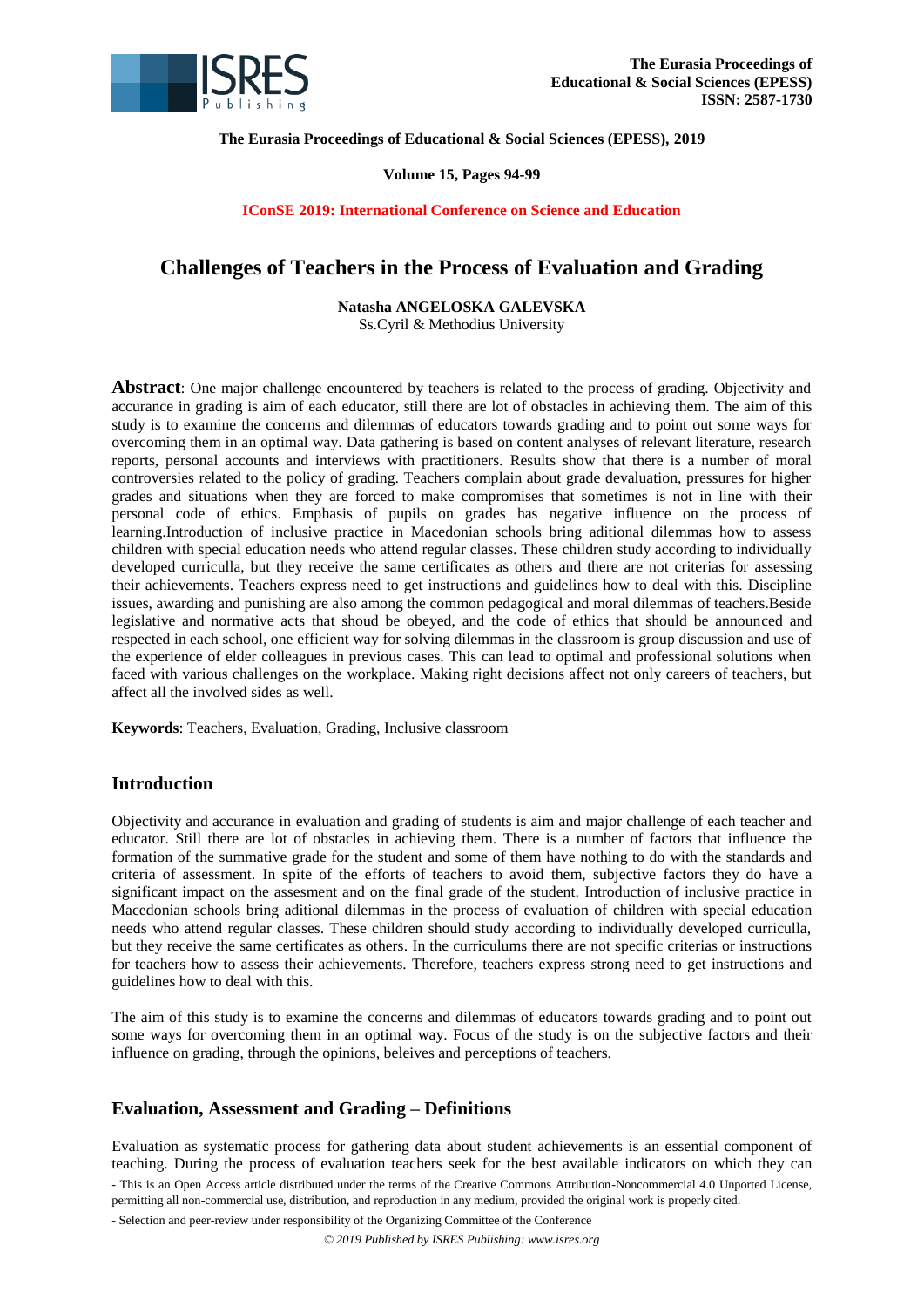# Challenges of Teachers in the Process of Evaluation and Grading

**Natasha ANGELOSKA GALEVSKA**
Ss.Cyril & Methodius University

**Abstract**: One major challenge encountered by teachers is related to the process of grading. Objectivity and accurance in grading is aim of each educator, still there are lot of obstacles in achieving them. The aim of this study is to examine the concerns and dilemmas of educators towards grading and to point out some ways for overcoming them in an optimal way. Data gathering is based on content analyses of relevant literature, research reports, personal accounts and interviews with practitioners. Results show that there is a number of moral controversies related to the policy of grading. Teachers complain about grade devaluation, pressures for higher grades and situations when they are forced to make compromises that sometimes is not in line with their personal code of ethics. Emphasis of pupils on grades has negative influence on the process of learning.Introduction of inclusive practice in Macedonian schools bring aditional dilemmas how to assess children with special education needs who attend regular classes. These children study according to individually developed curriculla, but they receive the same certificates as others and there are not criterias for assessing their achievements. Teachers express need to get instructions and guidelines how to deal with this. Discipline issues, awarding and punishing are also among the common pedagogical and moral dilemmas of teachers.Beside legislative and normative acts that shoud be obeyed, and the code of ethics that should be announced and respected in each school, one efficient way for solving dilemmas in the classroom is group discussion and use of the experience of elder colleagues in previous cases. This can lead to optimal and professional solutions when faced with various challenges on the workplace. Making right decisions affect not only careers of teachers, but affect all the involved sides as well.

**Keywords**: Teachers, Evaluation, Grading, Inclusive classroom

## Introduction

Objectivity and accurance in evaluation and grading of students is aim and major challenge of each teacher and educator. Still there are lot of obstacles in achieving them. There is a number of factors that influence the formation of the summative grade for the student and some of them have nothing to do with the standards and criteria of assessment. In spite of the efforts of teachers to avoid them, subjective factors they do have a significant impact on the assesment and on the final grade of the student. Introduction of inclusive practice in Macedonian schools bring aditional dilemmas in the process of evaluation of children with special education needs who attend regular classes. These children should study according to individually developed curriculla, but they receive the same certificates as others. In the curriculums there are not specific criterias or instructions for teachers how to assess their achievements. Therefore, teachers express strong need to get instructions and guidelines how to deal with this.

The aim of this study is to examine the concerns and dilemmas of educators towards grading and to point out some ways for overcoming them in an optimal way. Focus of the study is on the subjective factors and their influence on grading, through the opinions, beleives and perceptions of teachers.

## Evaluation, Assessment and Grading – Definitions

Evaluation as systematic process for gathering data about student achievements is an essential component of teaching. During the process of evaluation teachers seek for the best available indicators on which they can

- This is an Open Access article distributed under the terms of the Creative Commons Attribution-Noncommercial 4.0 Unported License, permitting all non-commercial use, distribution, and reproduction in any medium, provided the original work is properly cited.

- Selection and peer-review under responsibility of the Organizing Committee of the Conference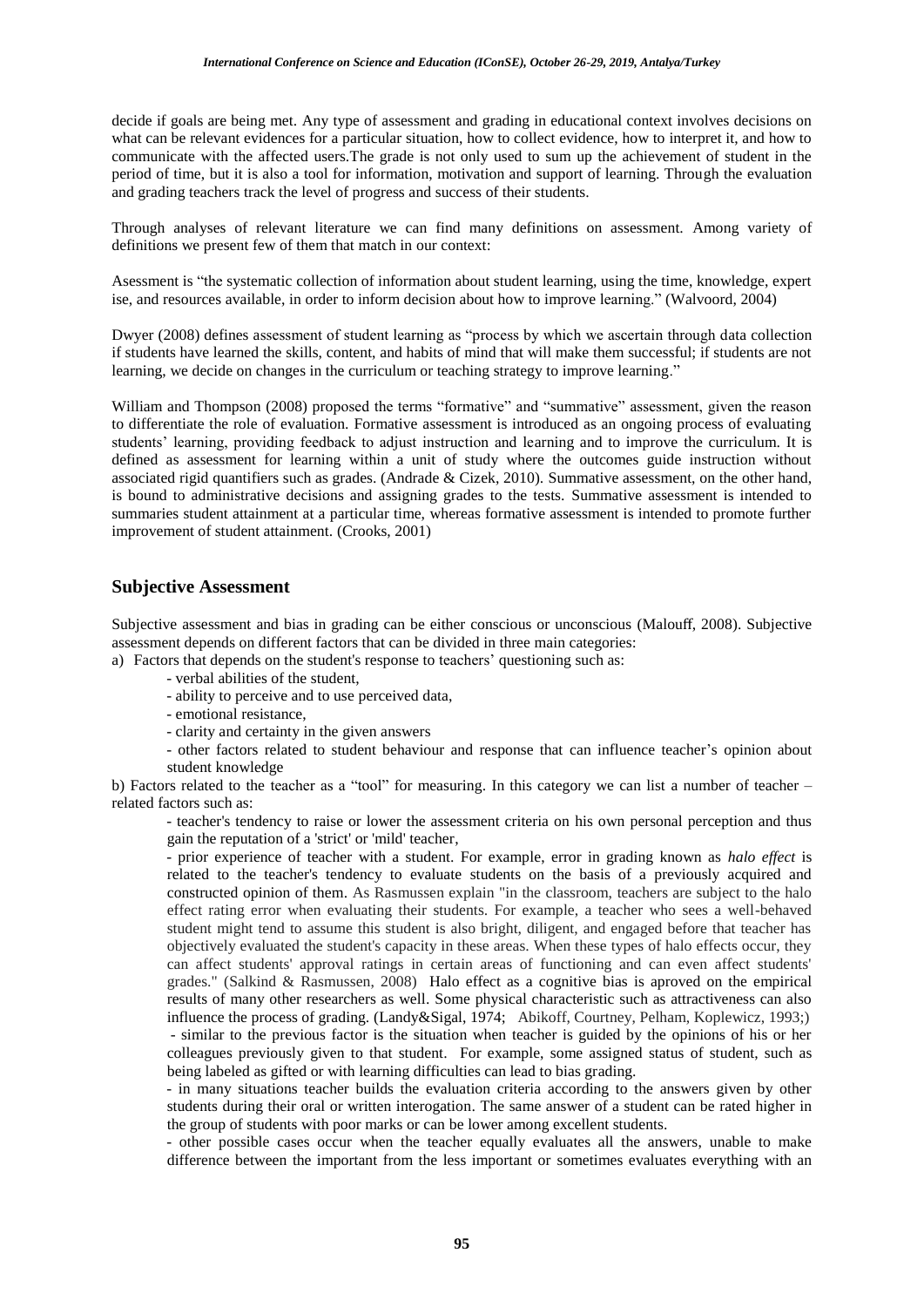decide if goals are being met. Any type of assessment and grading in educational context involves decisions on what can be relevant evidences for a particular situation, how to collect evidence, how to interpret it, and how to communicate with the affected users.The grade is not only used to sum up the achievement of student in the period of time, but it is also a tool for information, motivation and support of learning. Through the evaluation and grading teachers track the level of progress and success of their students.

Through analyses of relevant literature we can find many definitions on assessment. Among variety of definitions we present few of them that match in our context:

Asessment is "the systematic collection of information about student learning, using the time, knowledge, expert ise, and resources available, in order to inform decision about how to improve learning." (Walvoord, 2004)

Dwyer (2008) defines assessment of student learning as "process by which we ascertain through data collection if students have learned the skills, content, and habits of mind that will make them successful; if students are not learning, we decide on changes in the curriculum or teaching strategy to improve learning."

William and Thompson (2008) proposed the terms "formative" and "summative" assessment, given the reason to differentiate the role of evaluation. Formative assessment is introduced as an ongoing process of evaluating students' learning, providing feedback to adjust instruction and learning and to improve the curriculum. It is defined as assessment for learning within a unit of study where the outcomes guide instruction without associated rigid quantifiers such as grades. (Andrade & Cizek, 2010). Summative assessment, on the other hand, is bound to administrative decisions and assigning grades to the tests. Summative assessment is intended to summaries student attainment at a particular time, whereas formative assessment is intended to promote further improvement of student attainment. (Crooks, 2001)

## Subjective Assessment

Subjective assessment and bias in grading can be either conscious or unconscious (Malouff, 2008). Subjective assessment depends on different factors that can be divided in three main categories:

a) Factors that depends on the student's response to teachers' questioning such as:

- verbal abilities of the student,
- ability to perceive and to use perceived data,
- emotional resistance,
- clarity and certainty in the given answers
- other factors related to student behaviour and response that can influence teacher's opinion about student knowledge

b) Factors related to the teacher as a "tool" for measuring. In this category we can list a number of teacher – related factors such as:

- teacher's tendency to raise or lower the assessment criteria on his own personal perception and thus gain the reputation of a 'strict' or 'mild' teacher,
- prior experience of teacher with a student. For example, error in grading known as *halo effect* is related to the teacher's tendency to evaluate students on the basis of a previously acquired and constructed opinion of them. As Rasmussen explain "in the classroom, teachers are subject to the halo effect rating error when evaluating their students. For example, a teacher who sees a well-behaved student might tend to assume this student is also bright, diligent, and engaged before that teacher has objectively evaluated the student's capacity in these areas. When these types of halo effects occur, they can affect students' approval ratings in certain areas of functioning and can even affect students' grades." (Salkind & Rasmussen, 2008) Halo effect as a cognitive bias is aproved on the empirical results of many other researchers as well. Some physical characteristic such as attractiveness can also influence the process of grading. (Landy&Sigal, 1974; Abikoff, Courtney, Pelham, Koplewicz, 1993;)
- similar to the previous factor is the situation when teacher is guided by the opinions of his or her colleagues previously given to that student. For example, some assigned status of student, such as being labeled as gifted or with learning difficulties can lead to bias grading.
- in many situations teacher builds the evaluation criteria according to the answers given by other students during their oral or written interogation. The same answer of a student can be rated higher in the group of students with poor marks or can be lower among excellent students.
- other possible cases occur when the teacher equally evaluates all the answers, unable to make difference between the important from the less important or sometimes evaluates everything with an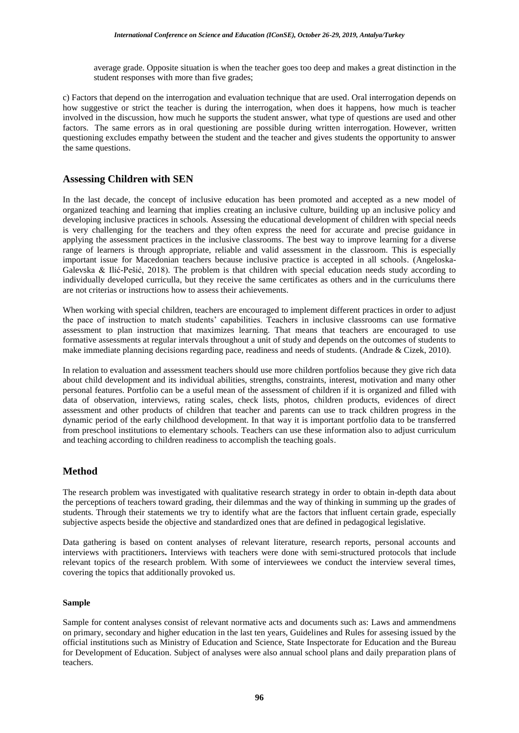average grade. Opposite situation is when the teacher goes too deep and makes a great distinction in the student responses with more than five grades;

c) Factors that depend on the interrogation and evaluation technique that are used. Oral interrogation depends on how suggestive or strict the teacher is during the interrogation, when does it happens, how much is teacher involved in the discussion, how much he supports the student answer, what type of questions are used and other factors. The same errors as in oral questioning are possible during written interrogation. However, written questioning excludes empathy between the student and the teacher and gives students the opportunity to answer the same questions.

## Assessing Children with SEN

In the last decade, the concept of inclusive education has been promoted and accepted as a new model of organized teaching and learning that implies creating an inclusive culture, building up an inclusive policy and developing inclusive practices in schools. Assessing the educational development of children with special needs is very challenging for the teachers and they often express the need for accurate and precise guidance in applying the assessment practices in the inclusive classrooms. The best way to improve learning for a diverse range of learners is through appropriate, reliable and valid assessment in the classroom. This is especially important issue for Macedonian teachers because inclusive practice is accepted in all schools. (Angeloska-Galevska & Ilić-Pešić, 2018). The problem is that children with special education needs study according to individually developed curriculla, but they receive the same certificates as others and in the curriculums there are not criterias or instructions how to assess their achievements.

When working with special children, teachers are encouraged to implement different practices in order to adjust the pace of instruction to match students' capabilities. Teachers in inclusive classrooms can use formative assessment to plan instruction that maximizes learning. That means that teachers are encouraged to use formative assessments at regular intervals throughout a unit of study and depends on the outcomes of students to make immediate planning decisions regarding pace, readiness and needs of students. (Andrade & Cizek, 2010).

In relation to evaluation and assessment teachers should use more children portfolios because they give rich data about child development and its individual abilities, strengths, constraints, interest, motivation and many other personal features. Portfolio can be a useful mean of the assessment of children if it is organized and filled with data of observation, interviews, rating scales, check lists, photos, children products, evidences of direct assessment and other products of children that teacher and parents can use to track children progress in the dynamic period of the early childhood development. In that way it is important portfolio data to be transferred from preschool institutions to elementary schools. Teachers can use these information also to adjust curriculum and teaching according to children readiness to accomplish the teaching goals.

## Method

The research problem was investigated with qualitative research strategy in order to obtain in-depth data about the perceptions of teachers toward grading, their dilemmas and the way of thinking in summing up the grades of students. Through their statements we try to identify what are the factors that influent certain grade, especially subjective aspects beside the objective and standardized ones that are defined in pedagogical legislative.

Data gathering is based on content analyses of relevant literature, research reports, personal accounts and interviews with practitioners**.** Interviews with teachers were done with semi-structured protocols that include relevant topics of the research problem. With some of interviewees we conduct the interview several times, covering the topics that additionally provoked us.

### Sample

Sample for content analyses consist of relevant normative acts and documents such as: Laws and ammendmens on primary, secondary and higher education in the last ten years, Guidelines and Rules for assesing issued by the official institutions such as Ministry of Education and Science, State Inspectorate for Education and the Bureau for Development of Education. Subject of analyses were also annual school plans and daily preparation plans of teachers.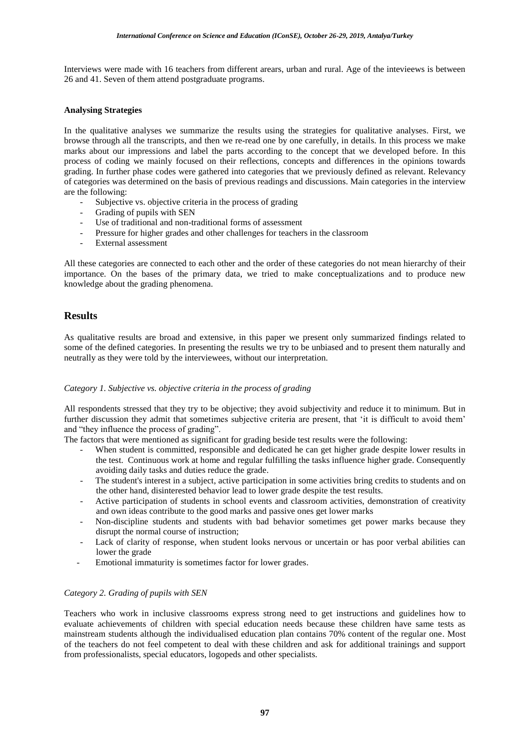Interviews were made with 16 teachers from different arears, urban and rural. Age of the intevieews is between 26 and 41. Seven of them attend postgraduate programs.

#### Analysing Strategies

In the qualitative analyses we summarize the results using the strategies for qualitative analyses. First, we browse through all the transcripts, and then we re-read one by one carefully, in details. In this process we make marks about our impressions and label the parts according to the concept that we developed before. In this process of coding we mainly focused on their reflections, concepts and differences in the opinions towards grading. In further phase codes were gathered into categories that we previously defined as relevant. Relevancy of categories was determined on the basis of previous readings and discussions. Main categories in the interview are the following:

- Subjective vs. objective criteria in the process of grading
- Grading of pupils with SEN
- Use of traditional and non-traditional forms of assessment
- Pressure for higher grades and other challenges for teachers in the classroom
- External assessment

All these categories are connected to each other and the order of these categories do not mean hierarchy of their importance. On the bases of the primary data, we tried to make conceptualizations and to produce new knowledge about the grading phenomena.

## Results

As qualitative results are broad and extensive, in this paper we present only summarized findings related to some of the defined categories. In presenting the results we try to be unbiased and to present them naturally and neutrally as they were told by the interviewees, without our interpretation.

*Category 1. Subjective vs. objective criteria in the process of grading*

All respondents stressed that they try to be objective; they avoid subjectivity and reduce it to minimum. But in further discussion they admit that sometimes subjective criteria are present, that 'it is difficult to avoid them' and "they influence the process of grading".

The factors that were mentioned as significant for grading beside test results were the following:

- When student is committed, responsible and dedicated he can get higher grade despite lower results in the test. Continuous work at home and regular fulfilling the tasks influence higher grade. Consequently avoiding daily tasks and duties reduce the grade.
- The student's interest in a subject, active participation in some activities bring credits to students and on the other hand, disinterested behavior lead to lower grade despite the test results.
- Active participation of students in school events and classroom activities, demonstration of creativity and own ideas contribute to the good marks and passive ones get lower marks
- Non-discipline students and students with bad behavior sometimes get power marks because they disrupt the normal course of instruction;
- Lack of clarity of response, when student looks nervous or uncertain or has poor verbal abilities can lower the grade
- Emotional immaturity is sometimes factor for lower grades.

*Category 2. Grading of pupils with SEN*

Teachers who work in inclusive classrooms express strong need to get instructions and guidelines how to evaluate achievements of children with special education needs because these children have same tests as mainstream students although the individualised education plan contains 70% content of the regular one. Most of the teachers do not feel competent to deal with these children and ask for additional trainings and support from professionalists, special educators, logopeds and other specialists.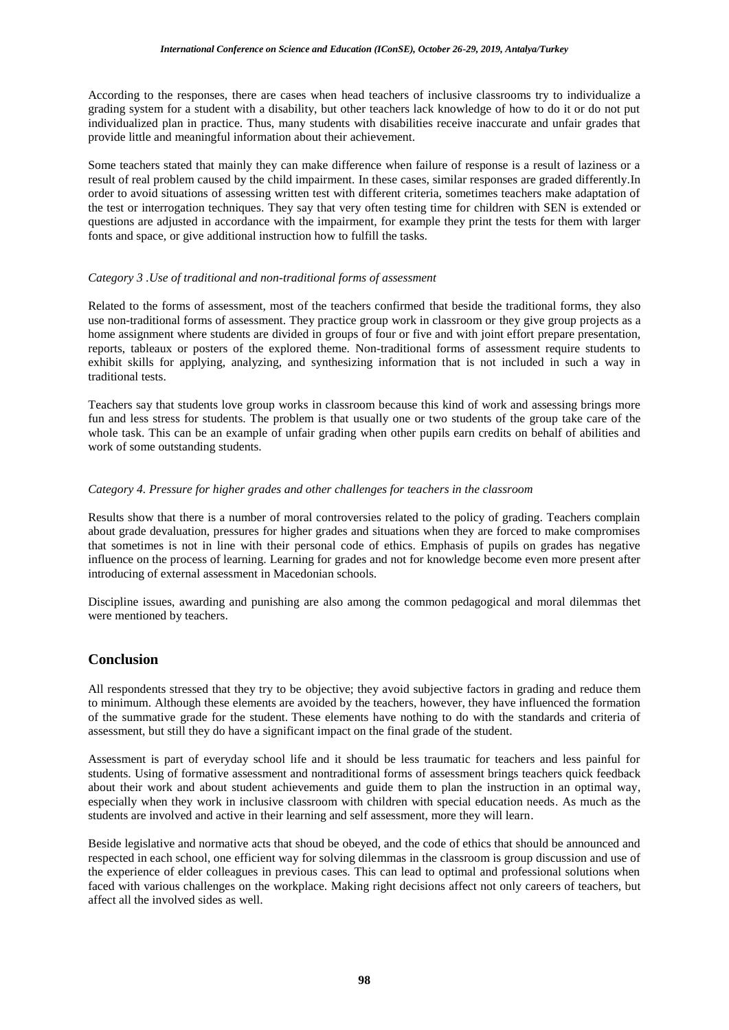According to the responses, there are cases when head teachers of inclusive classrooms try to individualize a grading system for a student with a disability, but other teachers lack knowledge of how to do it or do not put individualized plan in practice. Thus, many students with disabilities receive inaccurate and unfair grades that provide little and meaningful information about their achievement.

Some teachers stated that mainly they can make difference when failure of response is a result of laziness or a result of real problem caused by the child impairment. In these cases, similar responses are graded differently.In order to avoid situations of assessing written test with different criteria, sometimes teachers make adaptation of the test or interrogation techniques. They say that very often testing time for children with SEN is extended or questions are adjusted in accordance with the impairment, for example they print the tests for them with larger fonts and space, or give additional instruction how to fulfill the tasks.

*Category 3 .Use of traditional and non-traditional forms of assessment*

Related to the forms of assessment, most of the teachers confirmed that beside the traditional forms, they also use non-traditional forms of assessment. They practice group work in classroom or they give group projects as a home assignment where students are divided in groups of four or five and with joint effort prepare presentation, reports, tableaux or posters of the explored theme. Non-traditional forms of assessment require students to exhibit skills for applying, analyzing, and synthesizing information that is not included in such a way in traditional tests.

Teachers say that students love group works in classroom because this kind of work and assessing brings more fun and less stress for students. The problem is that usually one or two students of the group take care of the whole task. This can be an example of unfair grading when other pupils earn credits on behalf of abilities and work of some outstanding students.

*Category 4. Pressure for higher grades and other challenges for teachers in the classroom*

Results show that there is a number of moral controversies related to the policy of grading. Teachers complain about grade devaluation, pressures for higher grades and situations when they are forced to make compromises that sometimes is not in line with their personal code of ethics. Emphasis of pupils on grades has negative influence on the process of learning. Learning for grades and not for knowledge become even more present after introducing of external assessment in Macedonian schools.

Discipline issues, awarding and punishing are also among the common pedagogical and moral dilemmas thet were mentioned by teachers.

## Conclusion

All respondents stressed that they try to be objective; they avoid subjective factors in grading and reduce them to minimum. Although these elements are avoided by the teachers, however, they have influenced the formation of the summative grade for the student. These elements have nothing to do with the standards and criteria of assessment, but still they do have a significant impact on the final grade of the student.

Assessment is part of everyday school life and it should be less traumatic for teachers and less painful for students. Using of formative assessment and nontraditional forms of assessment brings teachers quick feedback about their work and about student achievements and guide them to plan the instruction in an optimal way, especially when they work in inclusive classroom with children with special education needs. As much as the students are involved and active in their learning and self assessment, more they will learn.

Beside legislative and normative acts that shoud be obeyed, and the code of ethics that should be announced and respected in each school, one efficient way for solving dilemmas in the classroom is group discussion and use of the experience of elder colleagues in previous cases. This can lead to optimal and professional solutions when faced with various challenges on the workplace. Making right decisions affect not only careers of teachers, but affect all the involved sides as well.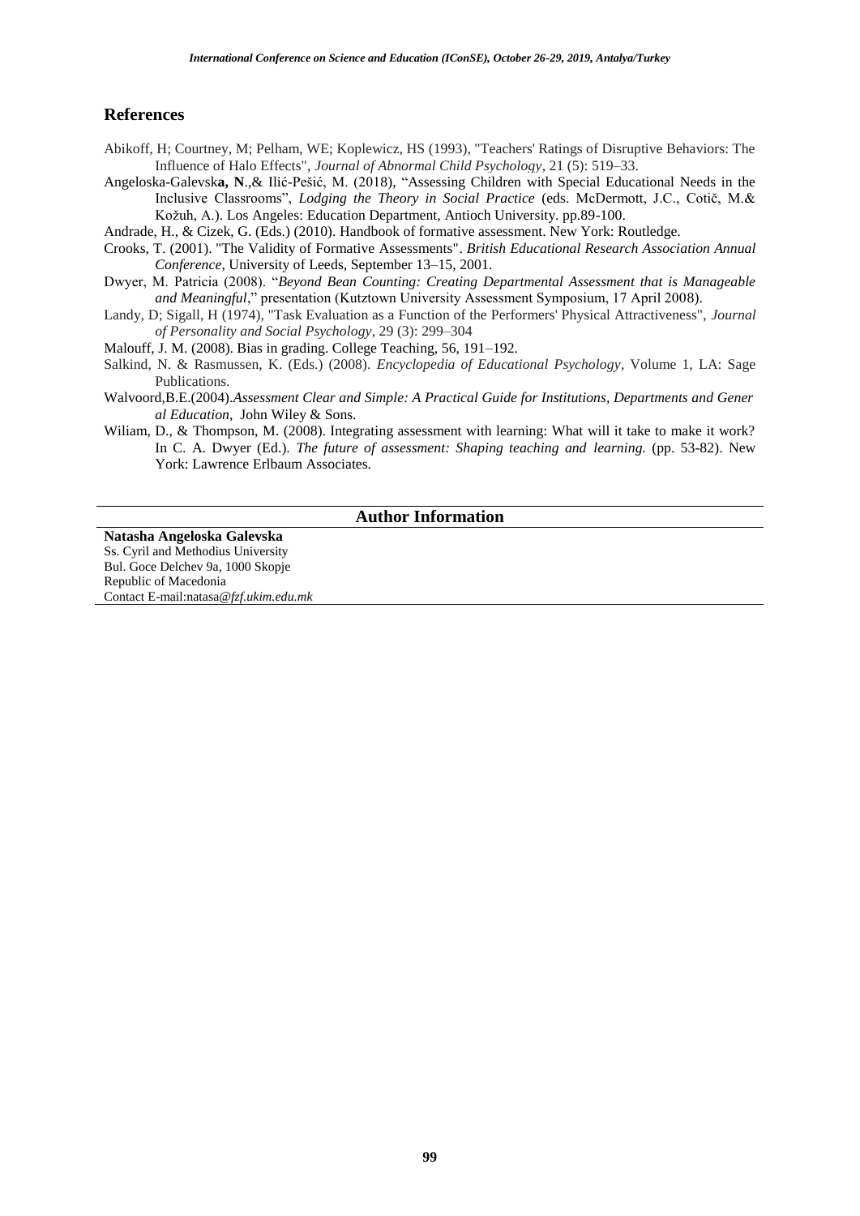## References

Abikoff, H; Courtney, M; Pelham, WE; Koplewicz, HS (1993), "Teachers' Ratings of Disruptive Behaviors: The Influence of Halo Effects", *Journal of Abnormal Child Psychology*, 21 (5): 519–33.

Angeloska-Galevsk**a, N**.,& Ilić-Pešić, M. (2018), "Assessing Children with Special Educational Needs in the Inclusive Classrooms", *Lodging the Theory in Social Practice* (eds. McDermott, J.C., Cotič, M.& Kožuh, A.). Los Angeles: Education Department, Antioch University. pp.89-100.

Andrade, H., & Cizek, G. (Eds.) (2010). Handbook of formative assessment. New York: Routledge.

Crooks, T. (2001). "The Validity of Formative Assessments". *British Educational Research Association Annual Conference*, University of Leeds, September 13–15, 2001.

Dwyer, M. Patricia (2008). "*Beyond Bean Counting: Creating Departmental Assessment that is Manageable and Meaningful*," presentation (Kutztown University Assessment Symposium, 17 April 2008).

Landy, D; Sigall, H (1974), "Task Evaluation as a Function of the Performers' Physical Attractiveness", *Journal of Personality and Social Psychology*, 29 (3): 299–304

Malouff, J. M. (2008). Bias in grading. College Teaching, 56, 191–192.

Salkind, N. & Rasmussen, K. (Eds.) (2008). *Encyclopedia of Educational Psychology*, Volume 1, LA: Sage Publications.

Walvoord,B.E.(2004).*Assessment Clear and Simple: A Practical Guide for Institutions, Departments and General Education*, John Wiley & Sons.

Wiliam, D., & Thompson, M. (2008). Integrating assessment with learning: What will it take to make it work? In C. A. Dwyer (Ed.). *The future of assessment: Shaping teaching and learning.* (pp. 53-82). New York: Lawrence Erlbaum Associates.

## Author Information

**Natasha Angeloska Galevska**
Ss. Cyril and Methodius University
Bul. Goce Delchev 9a, 1000 Skopje
Republic of Macedonia
Contact E-mail:natasa@*fzf.ukim.edu.mk*